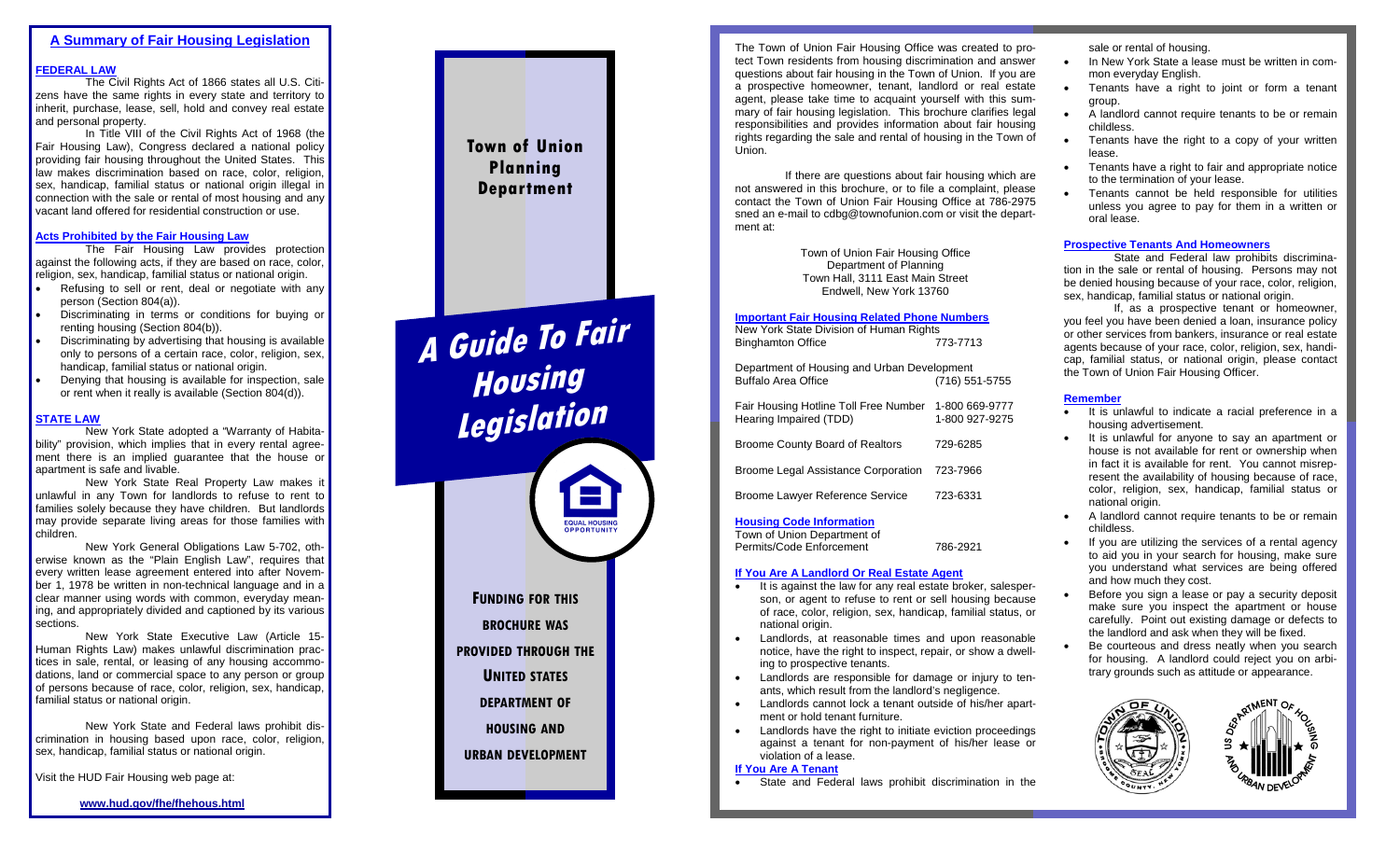## A Summary of Fair Housing Legislation

### FEDERAL LAW

The Civil Rights Act of 1866 states all U.S. Citizens have the same rights in every state and territory to inherit, purchase, lease, sell, hold and convey real estate and personal property.

In Title VIII of the Civil Rights Act of 1968 (the Fair Housing Law), Congress declared a national policy providing fair housing throughout the United States. This law makes discrimination based on race, color, religion, sex, handicap, familial status or national origin illegal in connection with the sale or rental of most housing and any vacant land offered for residential construction or use.

### Acts Prohibited by the Fair Housing Law

The Fair Housing Law provides protection against the following acts, if they are based on race, color, religion, sex, handicap, familial status or national origin.

- Refusing to sell or rent, deal or negotiate with any person (Section 804(a)).
- Discriminating in terms or conditions for buying or renting housing (Section 804(b)).
- Discriminating by advertising that housing is available only to persons of a certain race, color, religion, sex, handicap, familial status or national origin.
- Denying that housing is available for inspection, sale or rent when it really is available (Section 804(d)).

### STATE LAW

New York State adopted a "Warranty of Habitability" provision, which implies that in every rental agreement there is an implied guarantee that the house or apartment is safe and livable.

New York State Real Property Law makes it unlawful in any Town for landlords to refuse to rent to families solely because they have children. But landlords may provide separate living areas for those families with children.

New York General Obligations Law 5-702, otherwise known as the "Plain English Law", requires that every written lease agreement entered into after November 1, 1978 be written in non-technical language and in a clear manner using words with common, everyday meaning, and appropriately divided and captioned by its various sections.

New York State Executive Law (Article 15-Human Rights Law) makes unlawful discrimination practices in sale, rental, or leasing of any housing accommodations, land or commercial space to any person or group of persons because of race, color, religion, sex, handicap, familial status or national origin.

New York State and Federal laws prohibit discrimination in housing based upon race, color, religion, sex, handicap, familial status or national origin.

Visit the HUD Fair Housing web page at:

**www.hud.gov/fhe/fhehous.html**

# Town of Union Planning Department

# A Guide To Fair Housing Legislation

EQUAL HOUSING OPPORTUNITY

**FUNDING FOR THIS BROCHURE WAS PROVIDED THROUGH THE UNITED STATES DEPARTMENT OF HOUSING AND URBAN DEVELOPMENT**

The Town of Union Fair Housing Office was created to protect Town residents from housing discrimination and answer questions about fair housing in the Town of Union. If you are a prospective homeowner, tenant, landlord or real estate agent, please take time to acquaint yourself with this summary of fair housing legislation. This brochure clarifies legal responsibilities and provides information about fair housing rights regarding the sale and rental of housing in the Town of Union.

If there are questions about fair housing which are not answered in this brochure, or to file a complaint, please contact the Town of Union Fair Housing Office at 786-2975 sned an e-mail to cdbg@townofunion.com or visit the department at:

Town of Union Fair Housing Office
Department of Planning
Town Hall, 3111 East Main Street
Endwell, New York 13760

### Important Fair Housing Related Phone Numbers

| | |
|---|---|
| New York State Division of Human Rights Binghamton Office | 773-7713 |
| Department of Housing and Urban Development Buffalo Area Office | (716) 551-5755 |
| Fair Housing Hotline Toll Free Number | 1-800 669-9777 |
| Hearing Impaired (TDD) | 1-800 927-9275 |
| Broome County Board of Realtors | 729-6285 |
| Broome Legal Assistance Corporation | 723-7966 |
| Broome Lawyer Reference Service | 723-6331 |

### Housing Code Information

| | |
|---|---|
| Town of Union Department of Permits/Code Enforcement | 786-2921 |

### If You Are A Landlord Or Real Estate Agent

- It is against the law for any real estate broker, salesperson, or agent to refuse to rent or sell housing because of race, color, religion, sex, handicap, familial status, or national origin.
- Landlords, at reasonable times and upon reasonable notice, have the right to inspect, repair, or show a dwelling to prospective tenants.
- Landlords are responsible for damage or injury to tenants, which result from the landlord's negligence.
- Landlords cannot lock a tenant outside of his/her apartment or hold tenant furniture.
- Landlords have the right to initiate eviction proceedings against a tenant for non-payment of his/her lease or violation of a lease.

### If You Are A Tenant

- State and Federal laws prohibit discrimination in the sale or rental of housing.
- In New York State a lease must be written in common everyday English.
- Tenants have a right to joint or form a tenant group.
- A landlord cannot require tenants to be or remain childless.
- Tenants have the right to a copy of your written lease.
- Tenants have a right to fair and appropriate notice to the termination of your lease.
- Tenants cannot be held responsible for utilities unless you agree to pay for them in a written or oral lease.

### Prospective Tenants And Homeowners

State and Federal law prohibits discrimination in the sale or rental of housing. Persons may not be denied housing because of your race, color, religion, sex, handicap, familial status or national origin.

If, as a prospective tenant or homeowner, you feel you have been denied a loan, insurance policy or other services from bankers, insurance or real estate agents because of your race, color, religion, sex, handicap, familial status, or national origin, please contact the Town of Union Fair Housing Officer.

### Remember

- It is unlawful to indicate a racial preference in a housing advertisement.
- It is unlawful for anyone to say an apartment or house is not available for rent or ownership when in fact it is available for rent. You cannot misrepresent the availability of housing because of race, color, religion, sex, handicap, familial status or national origin.
- A landlord cannot require tenants to be or remain childless.
- If you are utilizing the services of a rental agency to aid you in your search for housing, make sure you understand what services are being offered and how much they cost.
- Before you sign a lease or pay a security deposit make sure you inspect the apartment or house carefully. Point out existing damage or defects to the landlord and ask when they will be fixed.
- Be courteous and dress neatly when you search for housing. A landlord could reject you on arbitrary grounds such as attitude or appearance.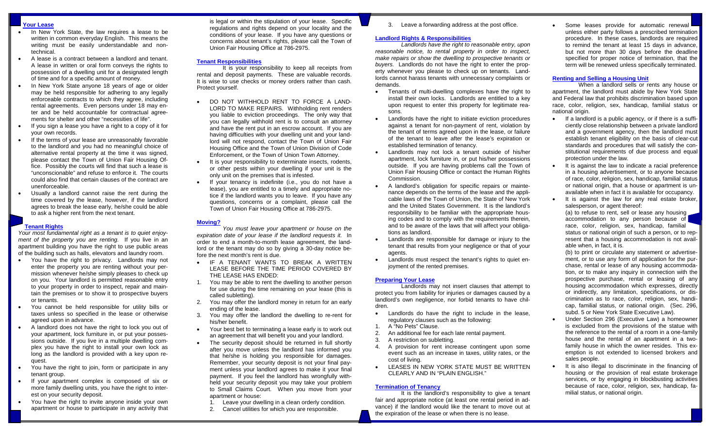## Your Lease

- In New York State, the law requires a lease to be written in common everyday English. This means the writing must be easily understandable and non-technical.
- A lease is a contract between a landlord and tenant. A lease in written or oral form conveys the rights to possession of a dwelling unit for a designated length of time and for a specific amount of money.
- In New York State anyone 18 years of age or older may be held responsible for adhering to any legally enforceable contracts to which they agree, including rental agreements. Even persons under 18 may enter and be held accountable for contractual agreements for shelter and other "necessities of life".
- If you sign a lease you have a right to a copy of it for your own records.
- If the terms of your lease are unreasonably favorable to the landlord and you had no meaningful choice of alternative rental property at the time it was signed, please contact the Town of Union Fair Housing Office. Possibly the courts will find that such a lease is "unconscionable" and refuse to enforce it. The courts could also find that certain clauses of the contract are unenforceable.
- Usually a landlord cannot raise the rent during the time covered by the lease, however, if the landlord agrees to break the lease early, he/she could be able to ask a higher rent from the next tenant.

## Tenant Rights

*Your most fundamental right as a tenant is to quiet enjoyment of the property you are renting.* If you live in an apartment building you have the right to use public areas of the building such as halls, elevators and laundry room.

- You have the right to privacy. Landlords may not enter the property you are renting without your permission whenever he/she simply pleases to check up on you. Your landlord is permitted reasonable entry to your property in order to inspect, repair and maintain the premises or to show it to prospective buyers or tenants.
- You cannot be held responsible for utility bills or taxes unless so specified in the lease or otherwise agreed upon in advance.
- A landlord does not have the right to lock you out of your apartment, lock furniture in, or put your possessions outside. If you live in a multiple dwelling complex you have the right to install your own lock as long as the landlord is provided with a key upon request.
- You have the right to join, form or participate in any tenant group.
- If your apartment complex is composed of six or more family dwelling units, you have the right to interest on your security deposit.
- You have the right to invite anyone inside your own apartment or house to participate in any activity that is legal or within the stipulation of your lease. Specific regulations and rights depend on your locality and the conditions of your lease. If you have any questions or concerns about tenant's rights, please call the Town of Union Fair Housing Office at 786-2975.

## Tenant Responsibilities

It is your responsibility to keep all receipts from rental and deposit payments. These are valuable records. It is wise to use checks or money orders rather than cash. Protect yourself.

- DO NOT WITHHOLD RENT TO FORCE A LANDLORD TO MAKE REPAIRS. Withholding rent renders you liable to eviction proceedings. The only way that you can legally withhold rent is to consult an attorney and have the rent put in an escrow account. If you are having difficulties with your dwelling unit and your landlord will not respond, contact the Town of Union Fair Housing Office and the Town of Union Division of Code Enforcement, or the Town of Union Town Attorney.
- It is your responsibility to exterminate insects, rodents, or other pests within your dwelling if your unit is the only unit on the premises that is infested.
- If your tenancy is indefinite (i.e., you do not have a lease), you are entitled to a timely and appropriate notice if the landlord wants you to leave. If you have any questions, concerns or a complaint, please call the Town of Union Fair Housing Office at 786-2975.

## Moving?

*You must leave your apartment or house on the expiration date of your lease if the landlord requests it.* In order to end a month-to-month lease agreement, the landlord or the tenant may do so by giving a 30-day notice before the next month's rent is due.

- IF A TENANT WANTS TO BREAK A WRITTEN LEASE BEFORE THE TIME PERIOD COVERED BY THE LEASE HAS ENDED:

1. You may be able to rent the dwelling to another person for use during the time remaining on your lease (this is called subletting).
2. You may offer the landlord money in return for an early ending of the lease.
3. You may offer the landlord the dwelling to re-rent for his/her benefit.

- Your best bet to terminating a lease early is to work out an agreement that will benefit you and your landlord.
- The security deposit should be returned in full shortly after you move unless the landlord has informed you that he/she is holding you responsible for damages. Remember, your security deposit is not your final payment unless your landlord agrees to make it your final payment. If you feel the landlord has wrongfully withheld your security deposit you may take your problem to Small Claims Court. When you move from your apartment or house:
  1. Leave your dwelling in a clean orderly condition.
  2. Cancel utilities for which you are responsible.
  3. Leave a forwarding address at the post office.

## Landlord Rights & Responsibilities

*Landlords have the right to reasonable entry, upon reasonable notice, to rental property in order to inspect, make repairs or show the dwelling to prospective tenants or buyers.* Landlords do not have the right to enter the property whenever you please to check up on tenants. Landlords cannot harass tenants with unnecessary complaints or demands.

- Tenants of multi-dwelling complexes have the right to install their own locks. Landlords are entitled to a key upon request to enter this property for legitimate reasons.
- Landlords have the right to initiate eviction procedures against a tenant for non-payment of rent, violation by the tenant of terms agreed upon in the lease, or failure of the tenant to leave after the lease's expiration or established termination of tenancy.
- Landlords may not lock a tenant outside of his/her apartment, lock furniture in, or put his/her possessions outside. If you are having problems call the Town of Union Fair Housing Office or contact the Human Rights Commission.
- A landlord's obligation for specific repairs or maintenance depends on the terms of the lease and the applicable laws of the Town of Union, the State of New York and the United States Government. It is the landlord's responsibility to be familiar with the appropriate housing codes and to comply with the requirements therein, and to be aware of the laws that will affect your obligations as landlord.
- Landlords are responsible for damage or injury to the tenant that results from your negligence or that of your agents.
- Landlords must respect the tenant's rights to quiet enjoyment of the rented premises.

## Preparing Your Lease

Landlords may not insert clauses that attempt to protect you from liability for injuries or damages caused by a landlord's own negligence, nor forbid tenants to have children.

- Landlords do have the right to include in the lease, regulatory clauses such as the following:

1. A "No Pets" Clause.
2. An additional fee for each late rental payment.
3. A restriction on subletting.
4. A provision for rent increase contingent upon some event such as an increase in taxes, utility rates, or the cost of living.

- LEASES IN NEW YORK STATE MUST BE WRITTEN CLEARLY AND IN "PLAIN ENGLISH."

## Termination of Tenancy

It is the landlord's responsibility to give a tenant fair and appropriate notice (at least one rental period in advance) if the landlord would like the tenant to move out at the expiration of the lease or when there is no lease.

- Some leases provide for automatic renewal unless either party follows a prescribed termination procedure. In these cases, landlords are required to remind the tenant at least 15 days in advance, but not more than 30 days before the deadline specified for proper notice of termination, that the term will be renewed unless specifically terminated.

## Renting and Selling a Housing Unit

When a landlord sells or rents any house or apartment, the landlord must abide by New York State and Federal law that prohibits discrimination based upon race, color, religion, sex, handicap, familial status or national origin.

- If a landlord is a public agency, or if there is a sufficiently close relationship between a private landlord and a government agency, then the landlord must establish tenant eligibility on the basis of clear-cut standards and procedures that will satisfy the constitutional requirements of due process and equal protection under the law.
- It is against the law to indicate a racial preference in a housing advertisement, or to anyone because of race, color, religion, sex, handicap, familial status or national origin, that a house or apartment is unavailable when in fact it is available for occupancy.
- It is against the law for any real estate broker, salesperson, or agent thereof:
  (a) to refuse to rent, sell or lease any housing accommodation to any person because of race, color, religion, sex, handicap, familial status or national origin of such a person, or to represent that a housing accommodation is not available when, in fact, it is.
  (b) to print or circulate any statement or advertisement, or to use any form of application for the purchase, rental or lease of any housing accommodation, or to make any inquiry in connection with the prospective purchase, rental or leasing of any housing accommodation which expresses, directly or indirectly, any limitation, specifications, or discrimination as to race, color, religion, sex, handicap, familial status, or national origin. (Sec. 296, subd. 5 or New York State Executive Law).
- Under Section 296 (Executive Law) a homeowner is excluded from the provisions of the statue with the reference to the rental of a room in a one-family house and the rental of an apartment in a two-family house in which the owner resides. This exemption is not extended to licensed brokers and sales people.
- It is also illegal to discriminate in the financing of housing or the provision of real estate brokerage services, or by engaging in blockbusting activities because of race, color, religion, sex, handicap, familial status, or national origin.